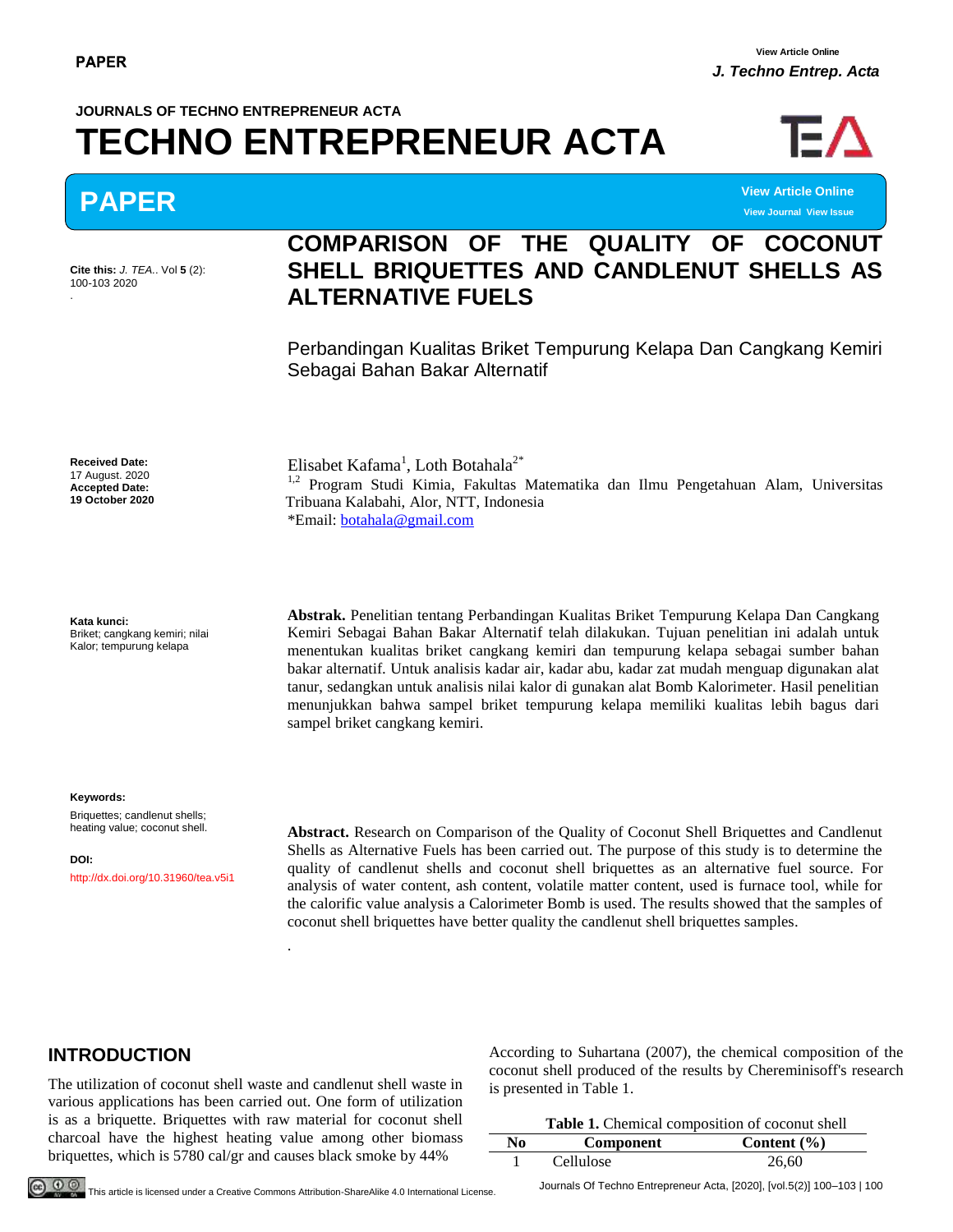# COMPARISON OF THE QUALITY OF COCONUT SHELL BRIQUETTES AND CANDLENUT SHELLS AS ALTERNATIVE FUELS

Perbandingan Kualitas Briket Tempurung Kelapa Dan Cangkang Kemiri Sebagai Bahan Bakar Alternatif

**Cite this:** *J. TEA.*. Vol **5** (2): 100-103 2020

**Received Date:** 17 August. 2020
**Accepted Date:** **19 October 2020**

Elisabet Kafama[1], Loth Botahala[2*]

[1,2] Program Studi Kimia, Fakultas Matematika dan Ilmu Pengetahuan Alam, Universitas Tribuana Kalabahi, Alor, NTT, Indonesia

*Email: botahala@gmail.com

**Kata kunci:** Briket; cangkang kemiri; nilai Kalor; tempurung kelapa

**Abstrak.** Penelitian tentang Perbandingan Kualitas Briket Tempurung Kelapa Dan Cangkang Kemiri Sebagai Bahan Bakar Alternatif telah dilakukan. Tujuan penelitian ini adalah untuk menentukan kualitas briket cangkang kemiri dan tempurung kelapa sebagai sumber bahan bakar alternatif. Untuk analisis kadar air, kadar abu, kadar zat mudah menguap digunakan alat tanur, sedangkan untuk analisis nilai kalor di gunakan alat Bomb Kalorimeter. Hasil penelitian menunjukkan bahwa sampel briket tempurung kelapa memiliki kualitas lebih bagus dari sampel briket cangkang kemiri.

**Keywords:** Briquettes; candlenut shells; heating value; coconut shell.

**DOI:** http://dx.doi.org/10.31960/tea.v5i1

**Abstract.** Research on Comparison of the Quality of Coconut Shell Briquettes and Candlenut Shells as Alternative Fuels has been carried out. The purpose of this study is to determine the quality of candlenut shells and coconut shell briquettes as an alternative fuel source. For analysis of water content, ash content, volatile matter content, used is furnace tool, while for the calorific value analysis a Calorimeter Bomb is used. The results showed that the samples of coconut shell briquettes have better quality the candlenut shell briquettes samples.

## INTRODUCTION

The utilization of coconut shell waste and candlenut shell waste in various applications has been carried out. One form of utilization is as a briquette. Briquettes with raw material for coconut shell charcoal have the highest heating value among other biomass briquettes, which is 5780 cal/gr and causes black smoke by 44%

According to Suhartana (2007), the chemical composition of the coconut shell produced of the results by Chereminisoff's research is presented in Table 1.

**Table 1.** Chemical composition of coconut shell

| No | Component | Content (%) |
|---|---|---|
| 1 | Cellulose | 26,60 |

This article is licensed under a Creative Commons Attribution-ShareAlike 4.0 International License.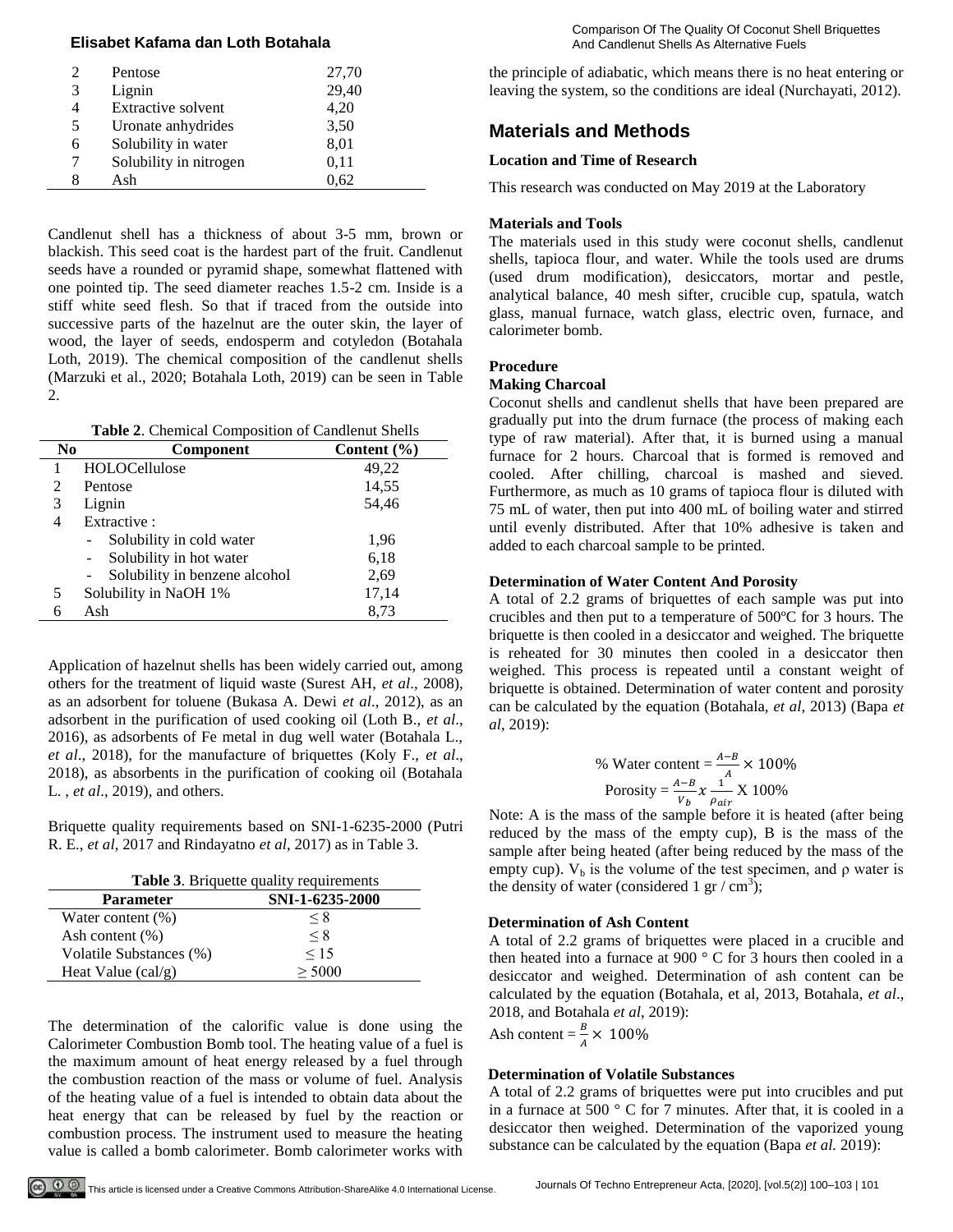| 2 | Pentose | 27,70 |
|---|---|---|
| 3 | Lignin | 29,40 |
| 4 | Extractive solvent | 4,20 |
| 5 | Uronate anhydrides | 3,50 |
| 6 | Solubility in water | 8,01 |
| 7 | Solubility in nitrogen | 0,11 |
| 8 | Ash | 0,62 |

Candlenut shell has a thickness of about 3-5 mm, brown or blackish. This seed coat is the hardest part of the fruit. Candlenut seeds have a rounded or pyramid shape, somewhat flattened with one pointed tip. The seed diameter reaches 1.5-2 cm. Inside is a stiff white seed flesh. So that if traced from the outside into successive parts of the hazelnut are the outer skin, the layer of wood, the layer of seeds, endosperm and cotyledon (Botahala Loth, 2019). The chemical composition of the candlenut shells (Marzuki et al., 2020; Botahala Loth, 2019) can be seen in Table 2.

**Table 2**. Chemical Composition of Candlenut Shells

| No | Component | Content (%) |
|---|---|---|
| 1 | HOLOCellulose | 49,22 |
| 2 | Pentose | 14,55 |
| 3 | Lignin | 54,46 |
| 4 | Extractive : | |
| | - Solubility in cold water | 1,96 |
| | - Solubility in hot water | 6,18 |
| | - Solubility in benzene alcohol | 2,69 |
| 5 | Solubility in NaOH 1% | 17,14 |
| 6 | Ash | 8,73 |

Application of hazelnut shells has been widely carried out, among others for the treatment of liquid waste (Surest AH, *et al*., 2008), as an adsorbent for toluene (Bukasa A. Dewi *et al*., 2012), as an adsorbent in the purification of used cooking oil (Loth B., *et al*., 2016), as adsorbents of Fe metal in dug well water (Botahala L., *et al*., 2018), for the manufacture of briquettes (Koly F., *et al*., 2018), as absorbents in the purification of cooking oil (Botahala L. , *et al*., 2019), and others.

Briquette quality requirements based on SNI-1-6235-2000 (Putri R. E., *et al*, 2017 and Rindayatno *et al*, 2017) as in Table 3.

**Table 3**. Briquette quality requirements

| Parameter | SNI-1-6235-2000 |
|---|---|
| Water content (%) | ≤ 8 |
| Ash content (%) | ≤ 8 |
| Volatile Substances (%) | ≤ 15 |
| Heat Value (cal/g) | ≥ 5000 |

The determination of the calorific value is done using the Calorimeter Combustion Bomb tool. The heating value of a fuel is the maximum amount of heat energy released by a fuel through the combustion reaction of the mass or volume of fuel. Analysis of the heating value of a fuel is intended to obtain data about the heat energy that can be released by fuel by the reaction or combustion process. The instrument used to measure the heating value is called a bomb calorimeter. Bomb calorimeter works with the principle of adiabatic, which means there is no heat entering or leaving the system, so the conditions are ideal (Nurchayati, 2012).

## Materials and Methods

### Location and Time of Research

This research was conducted on May 2019 at the Laboratory

### Materials and Tools

The materials used in this study were coconut shells, candlenut shells, tapioca flour, and water. While the tools used are drums (used drum modification), desiccators, mortar and pestle, analytical balance, 40 mesh sifter, crucible cup, spatula, watch glass, manual furnace, watch glass, electric oven, furnace, and calorimeter bomb.

### Procedure

**Making Charcoal**

Coconut shells and candlenut shells that have been prepared are gradually put into the drum furnace (the process of making each type of raw material). After that, it is burned using a manual furnace for 2 hours. Charcoal that is formed is removed and cooled. After chilling, charcoal is mashed and sieved. Furthermore, as much as 10 grams of tapioca flour is diluted with 75 mL of water, then put into 400 mL of boiling water and stirred until evenly distributed. After that 10% adhesive is taken and added to each charcoal sample to be printed.

**Determination of Water Content And Porosity**

A total of 2.2 grams of briquettes of each sample was put into crucibles and then put to a temperature of 500ºC for 3 hours. The briquette is then cooled in a desiccator and weighed. The briquette is reheated for 30 minutes then cooled in a desiccator then weighed. This process is repeated until a constant weight of briquette is obtained. Determination of water content and porosity can be calculated by the equation (Botahala, *et al*, 2013) (Bapa *et al*, 2019):

$$\%\ \text{Water content} = \frac{A-B}{A} \times 100\%$$

$$\text{Porosity} = \frac{A-B}{V_b} x \frac{1}{\rho_{air}} \text{ X } 100\%$$

Note: A is the mass of the sample before it is heated (after being reduced by the mass of the empty cup), B is the mass of the sample after being heated (after being reduced by the mass of the empty cup). $V_b$ is the volume of the test specimen, and ρ water is the density of water (considered 1 gr / $cm^3$);

**Determination of Ash Content**

A total of 2.2 grams of briquettes were placed in a crucible and then heated into a furnace at 900 ° C for 3 hours then cooled in a desiccator and weighed. Determination of ash content can be calculated by the equation (Botahala, et al, 2013, Botahala, *et al*., 2018, and Botahala *et al*, 2019):

$$\text{Ash content} = \frac{B}{A} \times 100\%$$

**Determination of Volatile Substances**

A total of 2.2 grams of briquettes were put into crucibles and put in a furnace at 500 ° C for 7 minutes. After that, it is cooled in a desiccator then weighed. Determination of the vaporized young substance can be calculated by the equation (Bapa *et al.* 2019):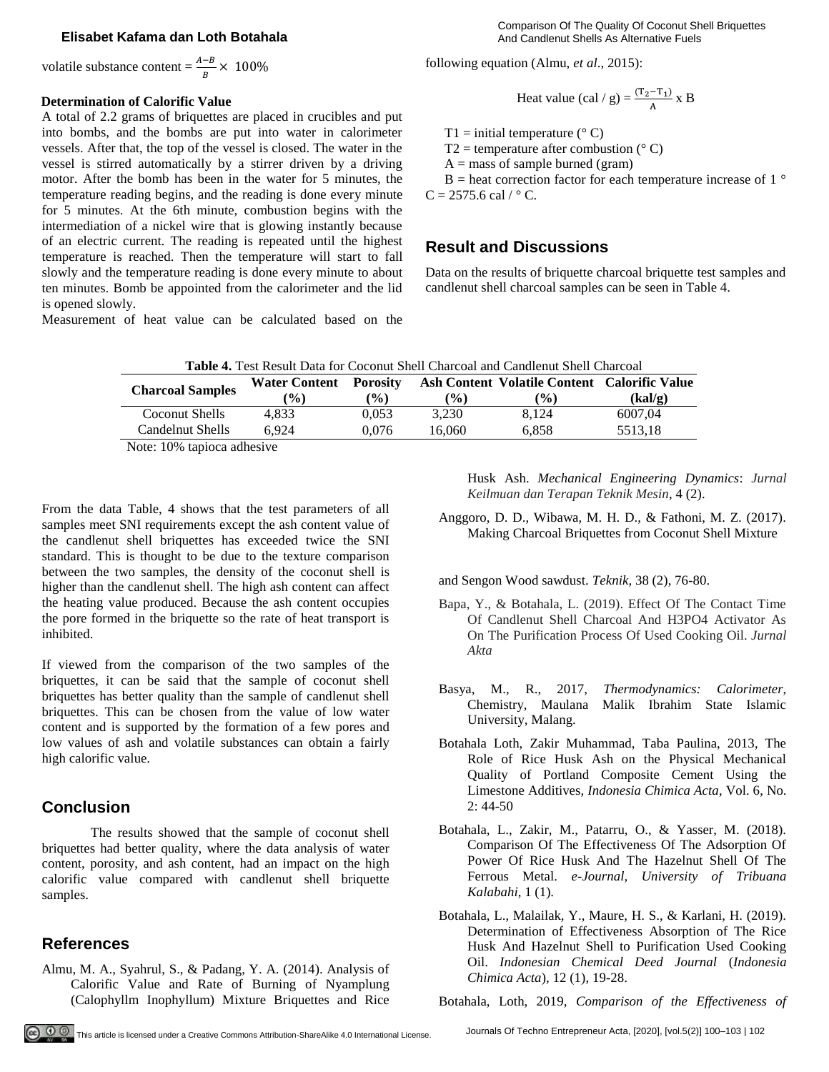volatile substance content = $\frac{A-B}{B} \times 100\%$

### Determination of Calorific Value

A total of 2.2 grams of briquettes are placed in crucibles and put into bombs, and the bombs are put into water in calorimeter vessels. After that, the top of the vessel is closed. The water in the vessel is stirred automatically by a stirrer driven by a driving motor. After the bomb has been in the water for 5 minutes, the temperature reading begins, and the reading is done every minute for 5 minutes. At the 6th minute, combustion begins with the intermediation of a nickel wire that is glowing instantly because of an electric current. The reading is repeated until the highest temperature is reached. Then the temperature will start to fall slowly and the temperature reading is done every minute to about ten minutes. Bomb be appointed from the calorimeter and the lid is opened slowly.

Measurement of heat value can be calculated based on the following equation (Almu, *et al*., 2015):

$$\text{Heat value (cal / g)} = \frac{(T_2 - T_1)}{A} \times B$$

$T_1$ = initial temperature (° C)

$T_2$ = temperature after combustion (° C)

A = mass of sample burned (gram)

B = heat correction factor for each temperature increase of 1 ° C = 2575.6 cal / ° C.

## Result and Discussions

Data on the results of briquette charcoal briquette test samples and candlenut shell charcoal samples can be seen in Table 4.

**Table 4.** Test Result Data for Coconut Shell Charcoal and Candlenut Shell Charcoal

| Charcoal Samples | Water Content (%) | Porosity (%) | Ash Content (%) | Volatile Content (%) | Calorific Value (kal/g) |
|---|---|---|---|---|---|
| Coconut Shells | 4,833 | 0,053 | 3,230 | 8,124 | 6007,04 |
| Candelnut Shells | 6,924 | 0,076 | 16,060 | 6,858 | 5513,18 |

Note: 10% tapioca adhesive

From the data Table, 4 shows that the test parameters of all samples meet SNI requirements except the ash content value of the candlenut shell briquettes has exceeded twice the SNI standard. This is thought to be due to the texture comparison between the two samples, the density of the coconut shell is higher than the candlenut shell. The high ash content can affect the heating value produced. Because the ash content occupies the pore formed in the briquette so the rate of heat transport is inhibited.

If viewed from the comparison of the two samples of the briquettes, it can be said that the sample of coconut shell briquettes has better quality than the sample of candlenut shell briquettes. This can be chosen from the value of low water content and is supported by the formation of a few pores and low values of ash and volatile substances can obtain a fairly high calorific value.

## Conclusion

The results showed that the sample of coconut shell briquettes had better quality, where the data analysis of water content, porosity, and ash content, had an impact on the high calorific value compared with candlenut shell briquette samples.

## References

Almu, M. A., Syahrul, S., & Padang, Y. A. (2014). Analysis of Calorific Value and Rate of Burning of Nyamplung (Calophyllm Inophyllum) Mixture Briquettes and Rice Husk Ash. *Mechanical Engineering Dynamics*: *Jurnal Keilmuan dan Terapan Teknik Mesin*, 4 (2).

Anggoro, D. D., Wibawa, M. H. D., & Fathoni, M. Z. (2017). Making Charcoal Briquettes from Coconut Shell Mixture and Sengon Wood sawdust. *Teknik*, 38 (2), 76-80.

Bapa, Y., & Botahala, L. (2019). Effect Of The Contact Time Of Candlenut Shell Charcoal And H3PO4 Activator As On The Purification Process Of Used Cooking Oil. *Jurnal Akta*

Basya, M., R., 2017, *Thermodynamics: Calorimeter*, Chemistry, Maulana Malik Ibrahim State Islamic University, Malang.

Botahala Loth, Zakir Muhammad, Taba Paulina, 2013, The Role of Rice Husk Ash on the Physical Mechanical Quality of Portland Composite Cement Using the Limestone Additives, *Indonesia Chimica Acta*, Vol. 6, No. 2: 44-50

Botahala, L., Zakir, M., Patarru, O., & Yasser, M. (2018). Comparison Of The Effectiveness Of The Adsorption Of Power Of Rice Husk And The Hazelnut Shell Of The Ferrous Metal. *e-Journal, University of Tribuana Kalabahi*, 1 (1).

Botahala, L., Malailak, Y., Maure, H. S., & Karlani, H. (2019). Determination of Effectiveness Absorption of The Rice Husk And Hazelnut Shell to Purification Used Cooking Oil. *Indonesian Chemical Deed Journal* (*Indonesia Chimica Acta*), 12 (1), 19-28.

Botahala, Loth, 2019, *Comparison of the Effectiveness of*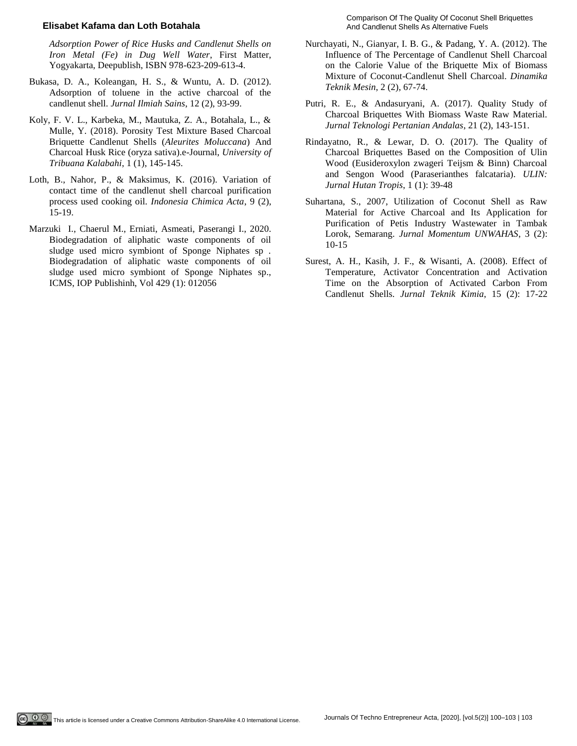*Adsorption Power of Rice Husks and Candlenut Shells on Iron Metal (Fe) in Dug Well Water*, First Matter, Yogyakarta, Deepublish, ISBN 978-623-209-613-4.

Bukasa, D. A., Koleangan, H. S., & Wuntu, A. D. (2012). Adsorption of toluene in the active charcoal of the candlenut shell. *Jurnal Ilmiah Sains*, 12 (2), 93-99.

Koly, F. V. L., Karbeka, M., Mautuka, Z. A., Botahala, L., & Mulle, Y. (2018). Porosity Test Mixture Based Charcoal Briquette Candlenut Shells (*Aleurites Moluccana*) And Charcoal Husk Rice (oryza sativa).e-Journal, *University of Tribuana Kalabahi*, 1 (1), 145-145.

Loth, B., Nahor, P., & Maksimus, K. (2016). Variation of contact time of the candlenut shell charcoal purification process used cooking oil. *Indonesia Chimica Acta*, 9 (2), 15-19.

Marzuki I., Chaerul M., Erniati, Asmeati, Paserangi I., 2020. Biodegradation of aliphatic waste components of oil sludge used micro symbiont of Sponge Niphates sp . Biodegradation of aliphatic waste components of oil sludge used micro symbiont of Sponge Niphates sp., ICMS, IOP Publishinh, Vol 429 (1): 012056

Nurchayati, N., Gianyar, I. B. G., & Padang, Y. A. (2012). The Influence of The Percentage of Candlenut Shell Charcoal on the Calorie Value of the Briquette Mix of Biomass Mixture of Coconut-Candlenut Shell Charcoal. *Dinamika Teknik Mesin*, 2 (2), 67-74.

Putri, R. E., & Andasuryani, A. (2017). Quality Study of Charcoal Briquettes With Biomass Waste Raw Material. *Jurnal Teknologi Pertanian Andalas*, 21 (2), 143-151.

Rindayatno, R., & Lewar, D. O. (2017). The Quality of Charcoal Briquettes Based on the Composition of Ulin Wood (Eusideroxylon zwageri Teijsm & Binn) Charcoal and Sengon Wood (Paraserianthes falcataria). *ULIN: Jurnal Hutan Tropis*, 1 (1): 39-48

Suhartana, S., 2007, Utilization of Coconut Shell as Raw Material for Active Charcoal and Its Application for Purification of Petis Industry Wastewater in Tambak Lorok, Semarang. *Jurnal Momentum UNWAHAS*, 3 (2): 10-15

Surest, A. H., Kasih, J. F., & Wisanti, A. (2008). Effect of Temperature, Activator Concentration and Activation Time on the Absorption of Activated Carbon From Candlenut Shells. *Jurnal Teknik Kimia*, 15 (2): 17-22

This article is licensed under a Creative Commons Attribution-ShareAlike 4.0 International License.